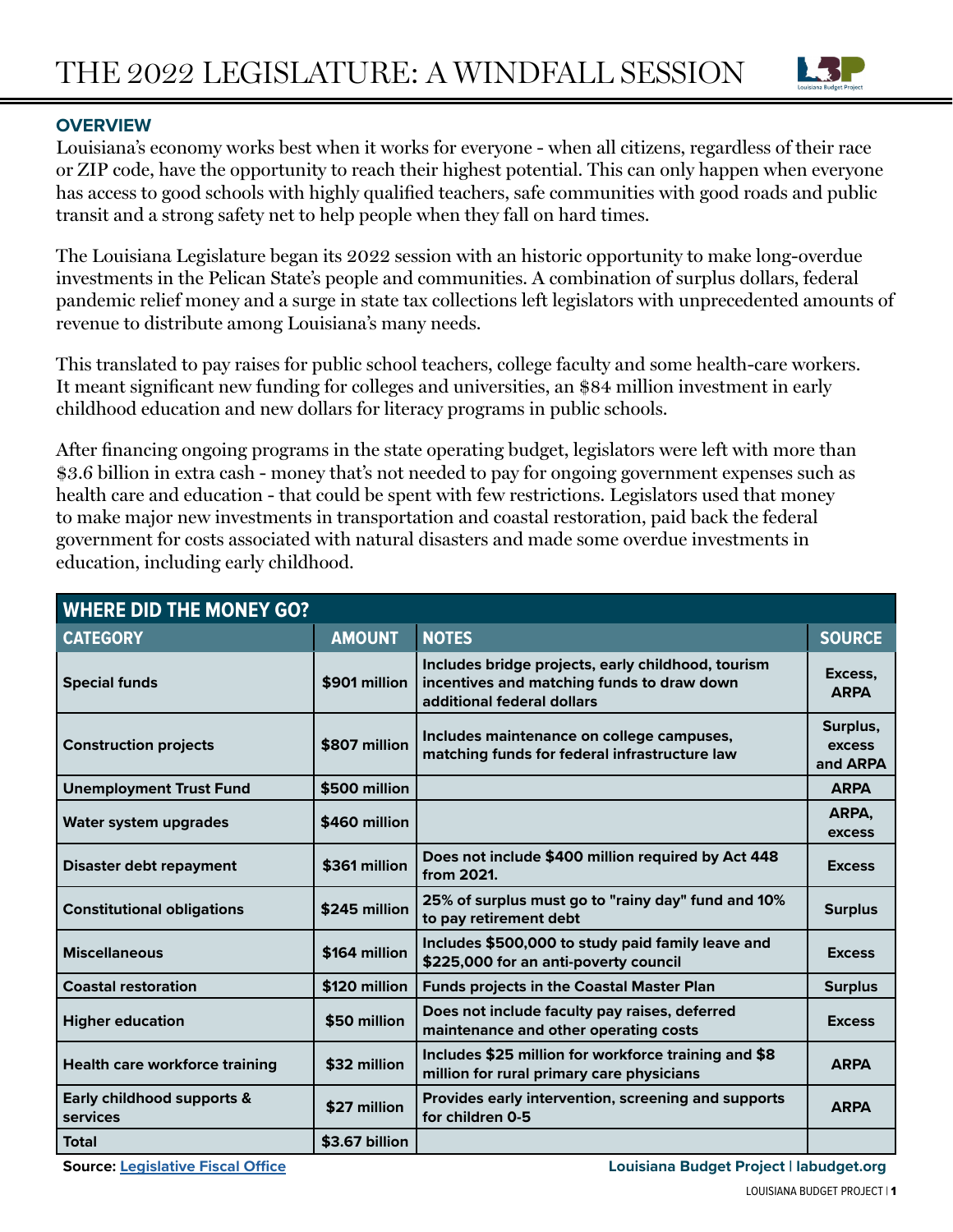# THE 2022 LEGISLATURE: A WINDFALL SESSION

## OVERVIEW

Louisiana's economy works best when it works for everyone - when all citizens, regardless of their race or ZIP code, have the opportunity to reach their highest potential. This can only happen when everyone has access to good schools with highly qualified teachers, safe communities with good roads and public transit and a strong safety net to help people when they fall on hard times.

The Louisiana Legislature began its 2022 session with an historic opportunity to make long-overdue investments in the Pelican State's people and communities. A combination of surplus dollars, federal pandemic relief money and a surge in state tax collections left legislators with unprecedented amounts of revenue to distribute among Louisiana's many needs.

This translated to pay raises for public school teachers, college faculty and some health-care workers. It meant significant new funding for colleges and universities, an $84 million investment in early childhood education and new dollars for literacy programs in public schools.

After financing ongoing programs in the state operating budget, legislators were left with more than $3.6 billion in extra cash - money that's not needed to pay for ongoing government expenses such as health care and education - that could be spent with few restrictions. Legislators used that money to make major new investments in transportation and coastal restoration, paid back the federal government for costs associated with natural disasters and made some overdue investments in education, including early childhood.

| WHERE DID THE MONEY GO? | | | |
|---|---|---|---|
| **CATEGORY** | **AMOUNT** | **NOTES** | **SOURCE** |
| Special funds | $901 million | Includes bridge projects, early childhood, tourism incentives and matching funds to draw down additional federal dollars | Excess, ARPA |
| Construction projects | $807 million | Includes maintenance on college campuses, matching funds for federal infrastructure law | Surplus, excess and ARPA |
| Unemployment Trust Fund | $500 million | | ARPA |
| Water system upgrades | $460 million | | ARPA, excess |
| Disaster debt repayment | $361 million | Does not include $400 million required by Act 448 from 2021. | Excess |
| Constitutional obligations | $245 million | 25% of surplus must go to "rainy day" fund and 10% to pay retirement debt | Surplus |
| Miscellaneous | $164 million | Includes $500,000 to study paid family leave and $225,000 for an anti-poverty council | Excess |
| Coastal restoration | $120 million | Funds projects in the Coastal Master Plan | Surplus |
| Higher education | $50 million | Does not include faculty pay raises, deferred maintenance and other operating costs | Excess |
| Health care workforce training | $32 million | Includes $25 million for workforce training and $8 million for rural primary care physicians | ARPA |
| Early childhood supports & services | $27 million | Provides early intervention, screening and supports for children 0-5 | ARPA |
| Total | $3.67 billion | | |

**Source: Legislative Fiscal Office** **Louisiana Budget Project | labudget.org**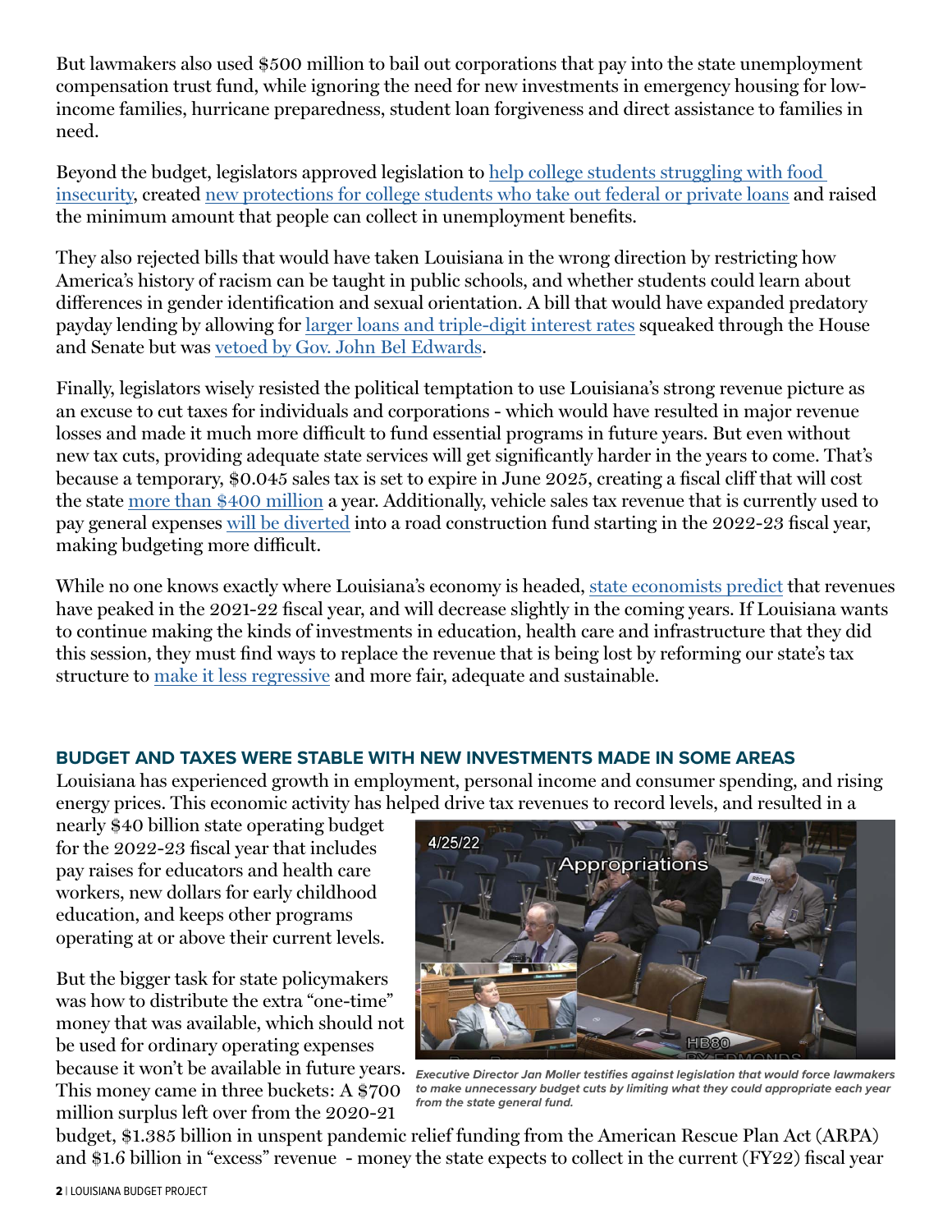But lawmakers also used $500 million to bail out corporations that pay into the state unemployment compensation trust fund, while ignoring the need for new investments in emergency housing for low-income families, hurricane preparedness, student loan forgiveness and direct assistance to families in need.

Beyond the budget, legislators approved legislation to help college students struggling with food insecurity, created new protections for college students who take out federal or private loans and raised the minimum amount that people can collect in unemployment benefits.

They also rejected bills that would have taken Louisiana in the wrong direction by restricting how America's history of racism can be taught in public schools, and whether students could learn about differences in gender identification and sexual orientation. A bill that would have expanded predatory payday lending by allowing for larger loans and triple-digit interest rates squeaked through the House and Senate but was vetoed by Gov. John Bel Edwards.

Finally, legislators wisely resisted the political temptation to use Louisiana's strong revenue picture as an excuse to cut taxes for individuals and corporations - which would have resulted in major revenue losses and made it much more difficult to fund essential programs in future years. But even without new tax cuts, providing adequate state services will get significantly harder in the years to come. That's because a temporary, $0.045 sales tax is set to expire in June 2025, creating a fiscal cliff that will cost the state more than $400 million a year. Additionally, vehicle sales tax revenue that is currently used to pay general expenses will be diverted into a road construction fund starting in the 2022-23 fiscal year, making budgeting more difficult.

While no one knows exactly where Louisiana's economy is headed, state economists predict that revenues have peaked in the 2021-22 fiscal year, and will decrease slightly in the coming years. If Louisiana wants to continue making the kinds of investments in education, health care and infrastructure that they did this session, they must find ways to replace the revenue that is being lost by reforming our state's tax structure to make it less regressive and more fair, adequate and sustainable.

## BUDGET AND TAXES WERE STABLE WITH NEW INVESTMENTS MADE IN SOME AREAS

Louisiana has experienced growth in employment, personal income and consumer spending, and rising energy prices. This economic activity has helped drive tax revenues to record levels, and resulted in a nearly $40 billion state operating budget for the 2022-23 fiscal year that includes pay raises for educators and health care workers, new dollars for early childhood education, and keeps other programs operating at or above their current levels.

But the bigger task for state policymakers was how to distribute the extra "one-time" money that was available, which should not be used for ordinary operating expenses because it won't be available in future years. This money came in three buckets: A $700 million surplus left over from the 2020-21 budget, $1.385 billion in unspent pandemic relief funding from the American Rescue Plan Act (ARPA) and $1.6 billion in "excess" revenue - money the state expects to collect in the current (FY22) fiscal year

*Executive Director Jan Moller testifies against legislation that would force lawmakers to make unnecessary budget cuts by limiting what they could appropriate each year from the state general fund.*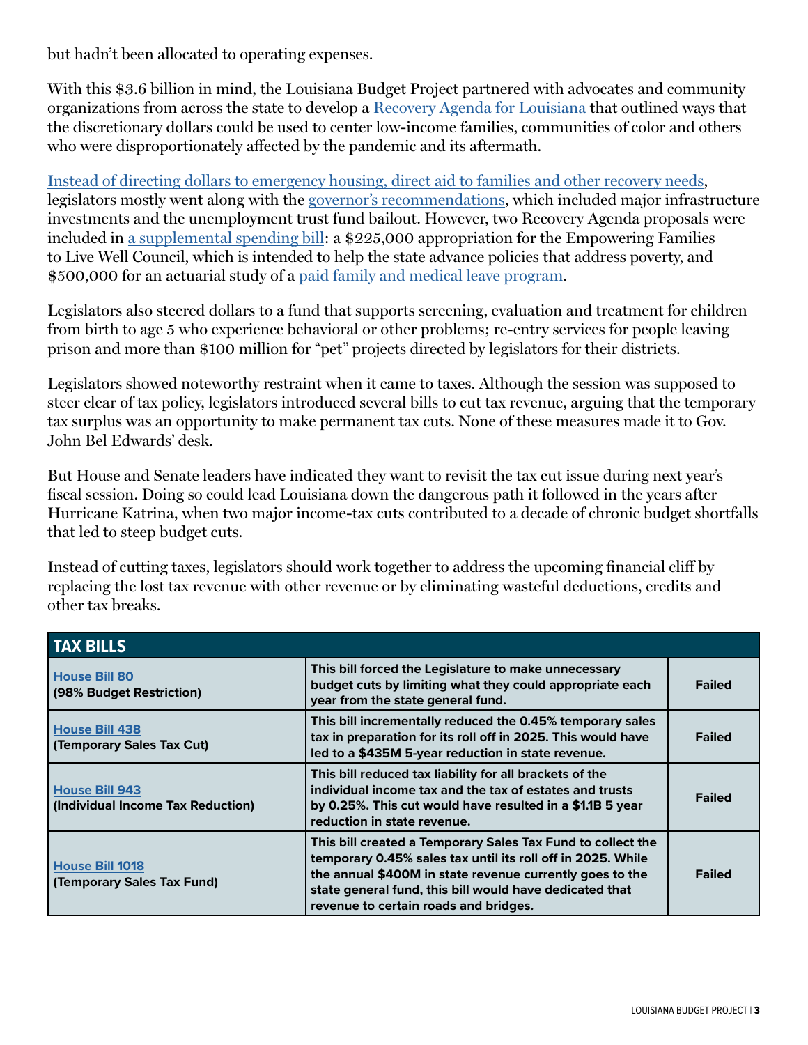but hadn't been allocated to operating expenses.

With this $3.6 billion in mind, the Louisiana Budget Project partnered with advocates and community organizations from across the state to develop a Recovery Agenda for Louisiana that outlined ways that the discretionary dollars could be used to center low-income families, communities of color and others who were disproportionately affected by the pandemic and its aftermath.

Instead of directing dollars to emergency housing, direct aid to families and other recovery needs, legislators mostly went along with the governor's recommendations, which included major infrastructure investments and the unemployment trust fund bailout. However, two Recovery Agenda proposals were included in a supplemental spending bill: a $225,000 appropriation for the Empowering Families to Live Well Council, which is intended to help the state advance policies that address poverty, and $500,000 for an actuarial study of a paid family and medical leave program.

Legislators also steered dollars to a fund that supports screening, evaluation and treatment for children from birth to age 5 who experience behavioral or other problems; re-entry services for people leaving prison and more than $100 million for "pet" projects directed by legislators for their districts.

Legislators showed noteworthy restraint when it came to taxes. Although the session was supposed to steer clear of tax policy, legislators introduced several bills to cut tax revenue, arguing that the temporary tax surplus was an opportunity to make permanent tax cuts. None of these measures made it to Gov. John Bel Edwards' desk.

But House and Senate leaders have indicated they want to revisit the tax cut issue during next year's fiscal session. Doing so could lead Louisiana down the dangerous path it followed in the years after Hurricane Katrina, when two major income-tax cuts contributed to a decade of chronic budget shortfalls that led to steep budget cuts.

Instead of cutting taxes, legislators should work together to address the upcoming financial cliff by replacing the lost tax revenue with other revenue or by eliminating wasteful deductions, credits and other tax breaks.

| TAX BILLS | | |
|---|---|---|
| **House Bill 80** (98% Budget Restriction) | This bill forced the Legislature to make unnecessary budget cuts by limiting what they could appropriate each year from the state general fund. | Failed |
| **House Bill 438** (Temporary Sales Tax Cut) | This bill incrementally reduced the 0.45% temporary sales tax in preparation for its roll off in 2025. This would have led to a $435M 5-year reduction in state revenue. | Failed |
| **House Bill 943** (Individual Income Tax Reduction) | This bill reduced tax liability for all brackets of the individual income tax and the tax of estates and trusts by 0.25%. This cut would have resulted in a $1.1B 5 year reduction in state revenue. | Failed |
| **House Bill 1018** (Temporary Sales Tax Fund) | This bill created a Temporary Sales Tax Fund to collect the temporary 0.45% sales tax until its roll off in 2025. While the annual $400M in state revenue currently goes to the state general fund, this bill would have dedicated that revenue to certain roads and bridges. | Failed |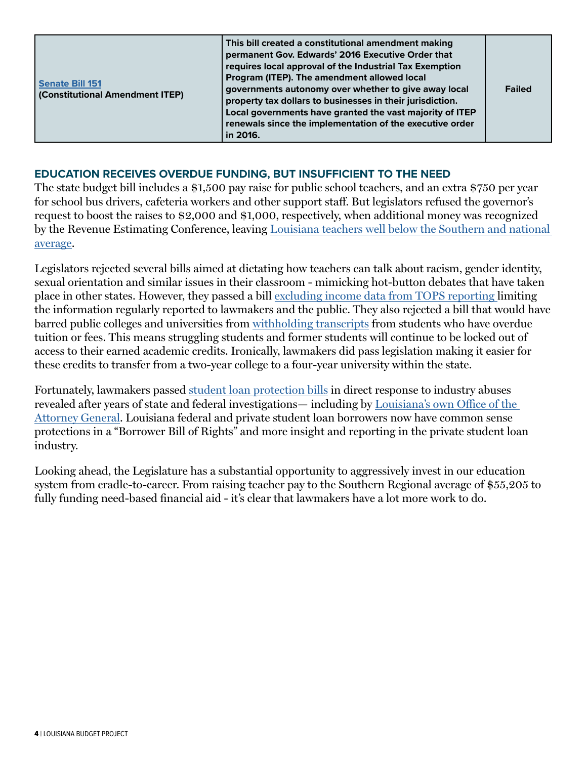| | | |
|---|---|---|
| **Senate Bill 151** **(Constitutional Amendment ITEP)** | **This bill created a constitutional amendment making permanent Gov. Edwards' 2016 Executive Order that requires local approval of the Industrial Tax Exemption Program (ITEP). The amendment allowed local governments autonomy over whether to give away local property tax dollars to businesses in their jurisdiction. Local governments have granted the vast majority of ITEP renewals since the implementation of the executive order in 2016.** | **Failed** |

## EDUCATION RECEIVES OVERDUE FUNDING, BUT INSUFFICIENT TO THE NEED

The state budget bill includes a $1,500 pay raise for public school teachers, and an extra $750 per year for school bus drivers, cafeteria workers and other support staff. But legislators refused the governor's request to boost the raises to $2,000 and $1,000, respectively, when additional money was recognized by the Revenue Estimating Conference, leaving Louisiana teachers well below the Southern and national average.

Legislators rejected several bills aimed at dictating how teachers can talk about racism, gender identity, sexual orientation and similar issues in their classroom - mimicking hot-button debates that have taken place in other states. However, they passed a bill excluding income data from TOPS reporting limiting the information regularly reported to lawmakers and the public. They also rejected a bill that would have barred public colleges and universities from withholding transcripts from students who have overdue tuition or fees. This means struggling students and former students will continue to be locked out of access to their earned academic credits. Ironically, lawmakers did pass legislation making it easier for these credits to transfer from a two-year college to a four-year university within the state.

Fortunately, lawmakers passed student loan protection bills in direct response to industry abuses revealed after years of state and federal investigations— including by Louisiana's own Office of the Attorney General. Louisiana federal and private student loan borrowers now have common sense protections in a "Borrower Bill of Rights" and more insight and reporting in the private student loan industry.

Looking ahead, the Legislature has a substantial opportunity to aggressively invest in our education system from cradle-to-career. From raising teacher pay to the Southern Regional average of $55,205 to fully funding need-based financial aid - it's clear that lawmakers have a lot more work to do.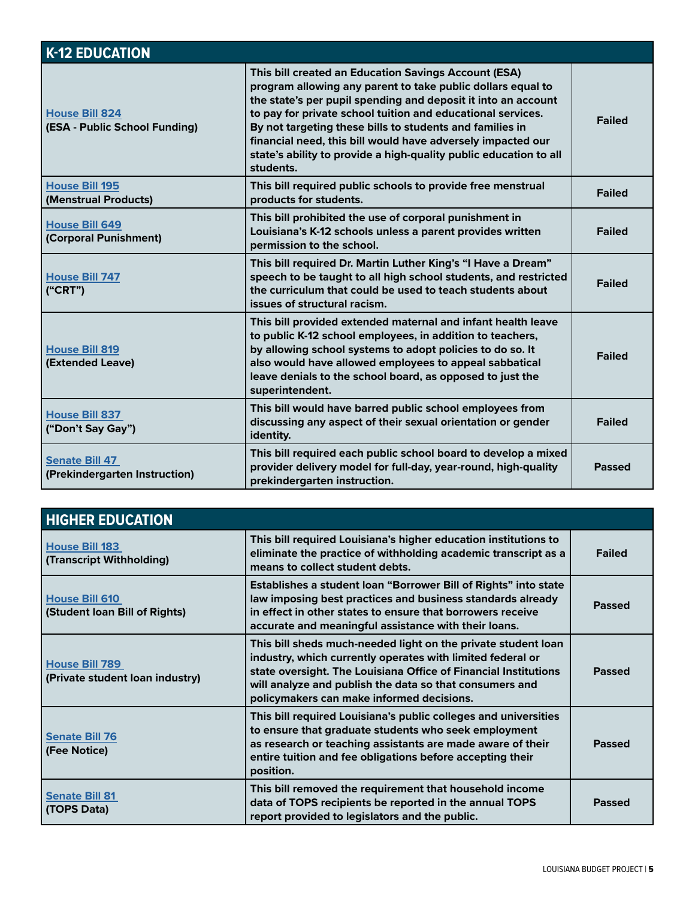| K-12 EDUCATION | | |
|---|---|---|
| **House Bill 824** **(ESA - Public School Funding)** | **This bill created an Education Savings Account (ESA) program allowing any parent to take public dollars equal to the state's per pupil spending and deposit it into an account to pay for private school tuition and educational services. By not targeting these bills to students and families in financial need, this bill would have adversely impacted our state's ability to provide a high-quality public education to all students.** | **Failed** |
| **House Bill 195** **(Menstrual Products)** | **This bill required public schools to provide free menstrual products for students.** | **Failed** |
| **House Bill 649** **(Corporal Punishment)** | **This bill prohibited the use of corporal punishment in Louisiana's K-12 schools unless a parent provides written permission to the school.** | **Failed** |
| **House Bill 747** **("CRT")** | **This bill required Dr. Martin Luther King's "I Have a Dream" speech to be taught to all high school students, and restricted the curriculum that could be used to teach students about issues of structural racism.** | **Failed** |
| **House Bill 819** **(Extended Leave)** | **This bill provided extended maternal and infant health leave to public K-12 school employees, in addition to teachers, by allowing school systems to adopt policies to do so. It also would have allowed employees to appeal sabbatical leave denials to the school board, as opposed to just the superintendent.** | **Failed** |
| **House Bill 837** **("Don't Say Gay")** | **This bill would have barred public school employees from discussing any aspect of their sexual orientation or gender identity.** | **Failed** |
| **Senate Bill 47** **(Prekindergarten Instruction)** | **This bill required each public school board to develop a mixed provider delivery model for full-day, year-round, high-quality prekindergarten instruction.** | **Passed** |

| HIGHER EDUCATION | | |
|---|---|---|
| **House Bill 183** **(Transcript Withholding)** | **This bill required Louisiana's higher education institutions to eliminate the practice of withholding academic transcript as a means to collect student debts.** | **Failed** |
| **House Bill 610** **(Student loan Bill of Rights)** | **Establishes a student loan "Borrower Bill of Rights" into state law imposing best practices and business standards already in effect in other states to ensure that borrowers receive accurate and meaningful assistance with their loans.** | **Passed** |
| **House Bill 789** **(Private student loan industry)** | **This bill sheds much-needed light on the private student loan industry, which currently operates with limited federal or state oversight. The Louisiana Office of Financial Institutions will analyze and publish the data so that consumers and policymakers can make informed decisions.** | **Passed** |
| **Senate Bill 76** **(Fee Notice)** | **This bill required Louisiana's public colleges and universities to ensure that graduate students who seek employment as research or teaching assistants are made aware of their entire tuition and fee obligations before accepting their position.** | **Passed** |
| **Senate Bill 81** **(TOPS Data)** | **This bill removed the requirement that household income data of TOPS recipients be reported in the annual TOPS report provided to legislators and the public.** | **Passed** |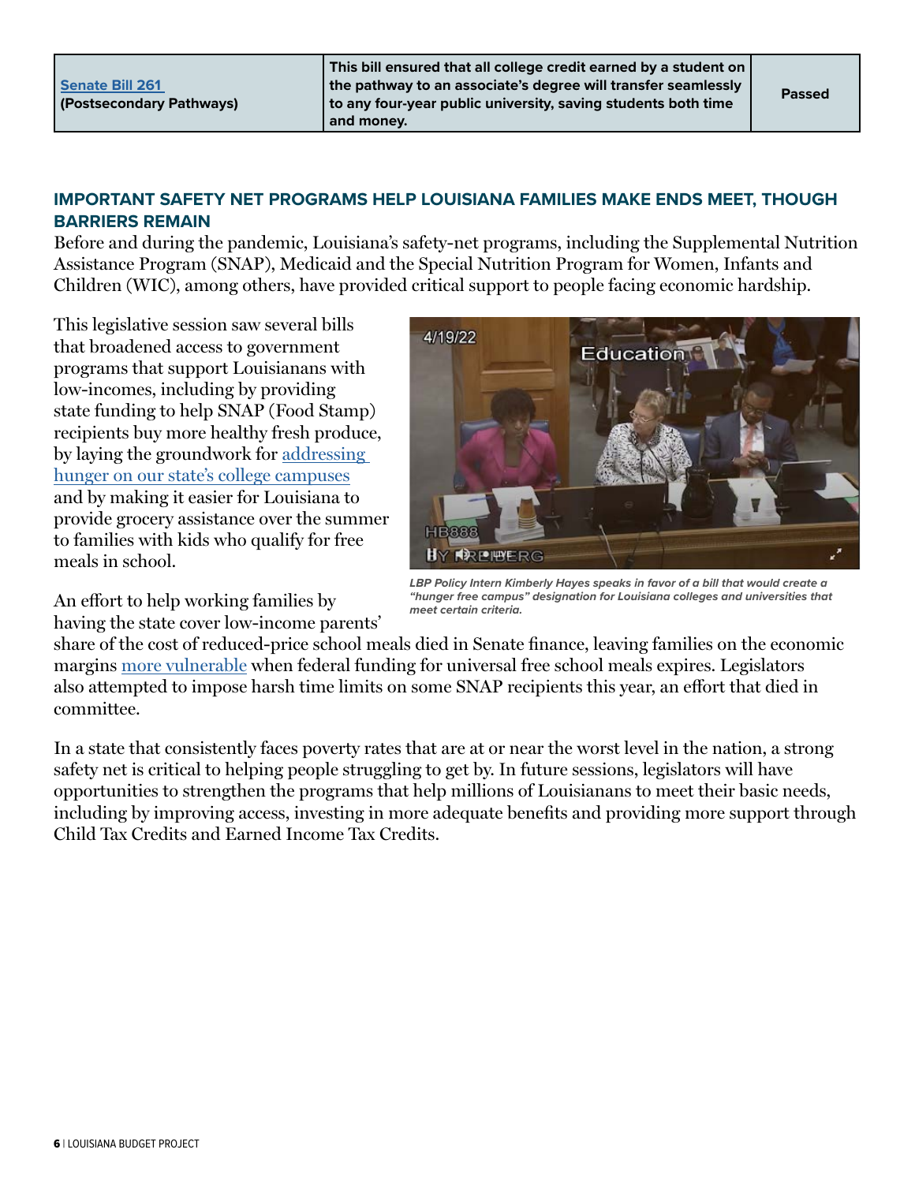| | | |
|---|---|---|
| **Senate Bill 261 (Postsecondary Pathways)** | **This bill ensured that all college credit earned by a student on the pathway to an associate's degree will transfer seamlessly to any four-year public university, saving students both time and money.** | **Passed** |

## IMPORTANT SAFETY NET PROGRAMS HELP LOUISIANA FAMILIES MAKE ENDS MEET, THOUGH BARRIERS REMAIN

Before and during the pandemic, Louisiana's safety-net programs, including the Supplemental Nutrition Assistance Program (SNAP), Medicaid and the Special Nutrition Program for Women, Infants and Children (WIC), among others, have provided critical support to people facing economic hardship.

This legislative session saw several bills that broadened access to government programs that support Louisianans with low-incomes, including by providing state funding to help SNAP (Food Stamp) recipients buy more healthy fresh produce, by laying the groundwork for addressing hunger on our state's college campuses and by making it easier for Louisiana to provide grocery assistance over the summer to families with kids who qualify for free meals in school.

*LBP Policy Intern Kimberly Hayes speaks in favor of a bill that would create a "hunger free campus" designation for Louisiana colleges and universities that meet certain criteria.*

An effort to help working families by having the state cover low-income parents' share of the cost of reduced-price school meals died in Senate finance, leaving families on the economic margins more vulnerable when federal funding for universal free school meals expires. Legislators also attempted to impose harsh time limits on some SNAP recipients this year, an effort that died in committee.

In a state that consistently faces poverty rates that are at or near the worst level in the nation, a strong safety net is critical to helping people struggling to get by. In future sessions, legislators will have opportunities to strengthen the programs that help millions of Louisianans to meet their basic needs, including by improving access, investing in more adequate benefits and providing more support through Child Tax Credits and Earned Income Tax Credits.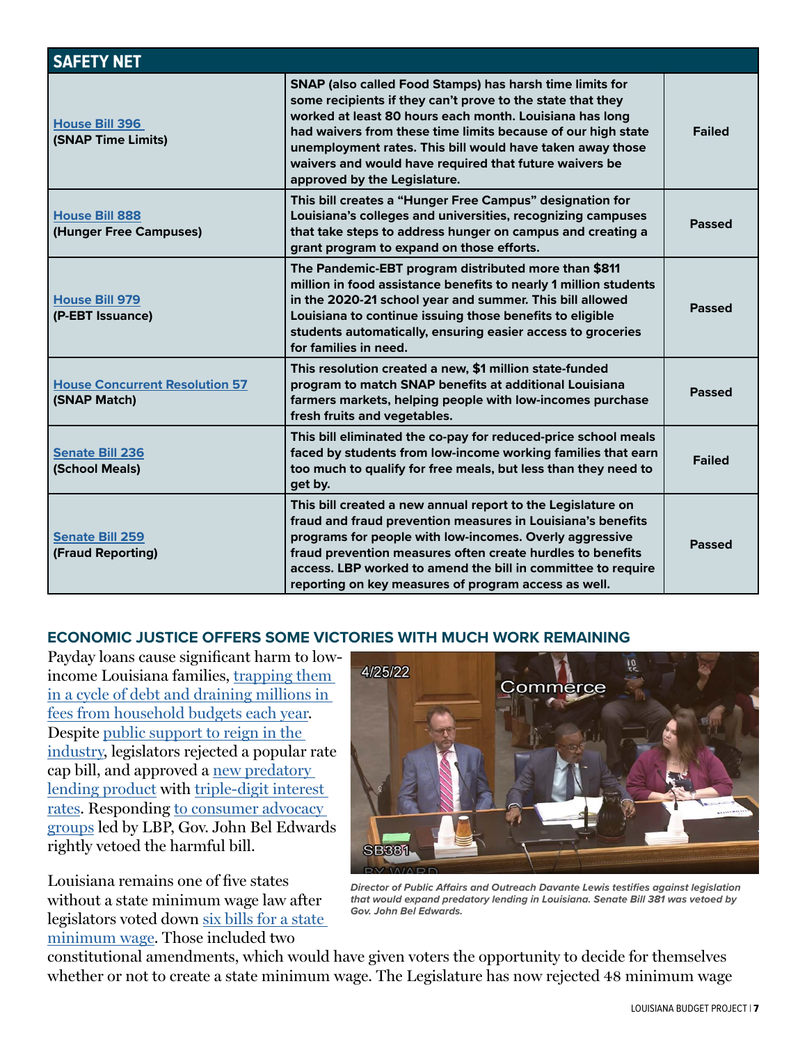| SAFETY NET | | |
|---|---|---|
| House Bill 396 (SNAP Time Limits) | SNAP (also called Food Stamps) has harsh time limits for some recipients if they can't prove to the state that they worked at least 80 hours each month. Louisiana has long had waivers from these time limits because of our high state unemployment rates. This bill would have taken away those waivers and would have required that future waivers be approved by the Legislature. | Failed |
| House Bill 888 (Hunger Free Campuses) | This bill creates a "Hunger Free Campus" designation for Louisiana's colleges and universities, recognizing campuses that take steps to address hunger on campus and creating a grant program to expand on those efforts. | Passed |
| House Bill 979 (P-EBT Issuance) | The Pandemic-EBT program distributed more than $811 million in food assistance benefits to nearly 1 million students in the 2020-21 school year and summer. This bill allowed Louisiana to continue issuing those benefits to eligible students automatically, ensuring easier access to groceries for families in need. | Passed |
| House Concurrent Resolution 57 (SNAP Match) | This resolution created a new, $1 million state-funded program to match SNAP benefits at additional Louisiana farmers markets, helping people with low-incomes purchase fresh fruits and vegetables. | Passed |
| Senate Bill 236 (School Meals) | This bill eliminated the co-pay for reduced-price school meals faced by students from low-income working families that earn too much to qualify for free meals, but less than they need to get by. | Failed |
| Senate Bill 259 (Fraud Reporting) | This bill created a new annual report to the Legislature on fraud and fraud prevention measures in Louisiana's benefits programs for people with low-incomes. Overly aggressive fraud prevention measures often create hurdles to benefits access. LBP worked to amend the bill in committee to require reporting on key measures of program access as well. | Passed |

## ECONOMIC JUSTICE OFFERS SOME VICTORIES WITH MUCH WORK REMAINING

Payday loans cause significant harm to low-income Louisiana families, trapping them in a cycle of debt and draining millions in fees from household budgets each year. Despite public support to reign in the industry, legislators rejected a popular rate cap bill, and approved a new predatory lending product with triple-digit interest rates. Responding to consumer advocacy groups led by LBP, Gov. John Bel Edwards rightly vetoed the harmful bill.

*Director of Public Affairs and Outreach Davante Lewis testifies against legislation that would expand predatory lending in Louisiana. Senate Bill 381 was vetoed by Gov. John Bel Edwards.*

Louisiana remains one of five states without a state minimum wage law after legislators voted down six bills for a state minimum wage. Those included two constitutional amendments, which would have given voters the opportunity to decide for themselves whether or not to create a state minimum wage. The Legislature has now rejected 48 minimum wage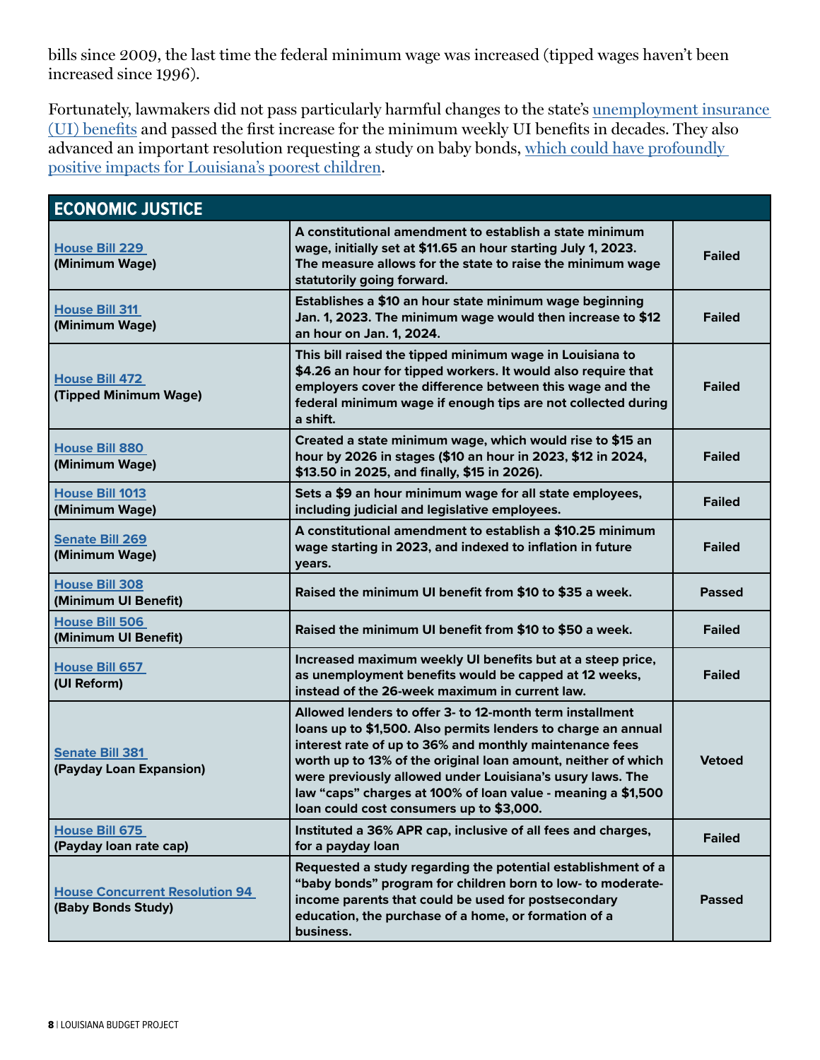bills since 2009, the last time the federal minimum wage was increased (tipped wages haven't been increased since 1996).

Fortunately, lawmakers did not pass particularly harmful changes to the state's [unemployment insurance (UI) benefits](#) and passed the first increase for the minimum weekly UI benefits in decades. They also advanced an important resolution requesting a study on baby bonds, [which could have profoundly positive impacts for Louisiana's poorest children](#).

| ECONOMIC JUSTICE | | |
|---|---|---|
| **House Bill 229** **(Minimum Wage)** | **A constitutional amendment to establish a state minimum wage, initially set at \$11.65 an hour starting July 1, 2023. The measure allows for the state to raise the minimum wage statutorily going forward.** | **Failed** |
| **House Bill 311** **(Minimum Wage)** | **Establishes a \$10 an hour state minimum wage beginning Jan. 1, 2023. The minimum wage would then increase to \$12 an hour on Jan. 1, 2024.** | **Failed** |
| **House Bill 472** **(Tipped Minimum Wage)** | **This bill raised the tipped minimum wage in Louisiana to \$4.26 an hour for tipped workers. It would also require that employers cover the difference between this wage and the federal minimum wage if enough tips are not collected during a shift.** | **Failed** |
| **House Bill 880** **(Minimum Wage)** | **Created a state minimum wage, which would rise to \$15 an hour by 2026 in stages (\$10 an hour in 2023, \$12 in 2024, \$13.50 in 2025, and finally, \$15 in 2026).** | **Failed** |
| **House Bill 1013** **(Minimum Wage)** | **Sets a \$9 an hour minimum wage for all state employees, including judicial and legislative employees.** | **Failed** |
| **Senate Bill 269** **(Minimum Wage)** | **A constitutional amendment to establish a \$10.25 minimum wage starting in 2023, and indexed to inflation in future years.** | **Failed** |
| **House Bill 308** **(Minimum UI Benefit)** | **Raised the minimum UI benefit from \$10 to \$35 a week.** | **Passed** |
| **House Bill 506** **(Minimum UI Benefit)** | **Raised the minimum UI benefit from \$10 to \$50 a week.** | **Failed** |
| **House Bill 657** **(UI Reform)** | **Increased maximum weekly UI benefits but at a steep price, as unemployment benefits would be capped at 12 weeks, instead of the 26-week maximum in current law.** | **Failed** |
| **Senate Bill 381** **(Payday Loan Expansion)** | **Allowed lenders to offer 3- to 12-month term installment loans up to \$1,500. Also permits lenders to charge an annual interest rate of up to 36% and monthly maintenance fees worth up to 13% of the original loan amount, neither of which were previously allowed under Louisiana's usury laws. The law "caps" charges at 100% of loan value - meaning a \$1,500 loan could cost consumers up to \$3,000.** | **Vetoed** |
| **House Bill 675** **(Payday loan rate cap)** | **Instituted a 36% APR cap, inclusive of all fees and charges, for a payday loan** | **Failed** |
| **House Concurrent Resolution 94** **(Baby Bonds Study)** | **Requested a study regarding the potential establishment of a "baby bonds" program for children born to low- to moderate-income parents that could be used for postsecondary education, the purchase of a home, or formation of a business.** | **Passed** |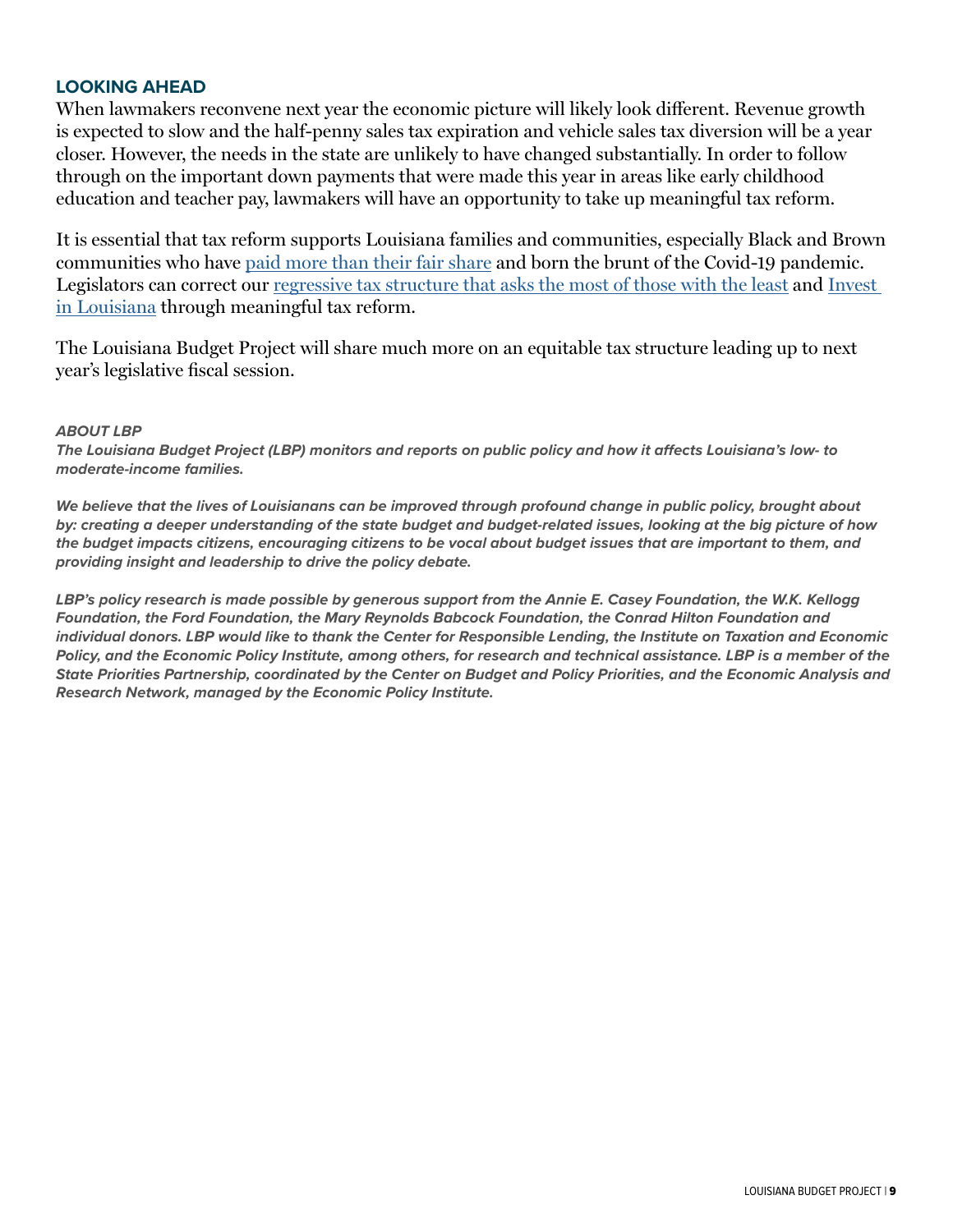## LOOKING AHEAD

When lawmakers reconvene next year the economic picture will likely look different. Revenue growth is expected to slow and the half-penny sales tax expiration and vehicle sales tax diversion will be a year closer. However, the needs in the state are unlikely to have changed substantially. In order to follow through on the important down payments that were made this year in areas like early childhood education and teacher pay, lawmakers will have an opportunity to take up meaningful tax reform.

It is essential that tax reform supports Louisiana families and communities, especially Black and Brown communities who have paid more than their fair share and born the brunt of the Covid-19 pandemic. Legislators can correct our regressive tax structure that asks the most of those with the least and Invest in Louisiana through meaningful tax reform.

The Louisiana Budget Project will share much more on an equitable tax structure leading up to next year's legislative fiscal session.

***ABOUT LBP***

***The Louisiana Budget Project (LBP) monitors and reports on public policy and how it affects Louisiana's low- to moderate-income families.***

***We believe that the lives of Louisianans can be improved through profound change in public policy, brought about by: creating a deeper understanding of the state budget and budget-related issues, looking at the big picture of how the budget impacts citizens, encouraging citizens to be vocal about budget issues that are important to them, and providing insight and leadership to drive the policy debate.***

***LBP's policy research is made possible by generous support from the Annie E. Casey Foundation, the W.K. Kellogg Foundation, the Ford Foundation, the Mary Reynolds Babcock Foundation, the Conrad Hilton Foundation and individual donors. LBP would like to thank the Center for Responsible Lending, the Institute on Taxation and Economic Policy, and the Economic Policy Institute, among others, for research and technical assistance. LBP is a member of the State Priorities Partnership, coordinated by the Center on Budget and Policy Priorities, and the Economic Analysis and Research Network, managed by the Economic Policy Institute.***